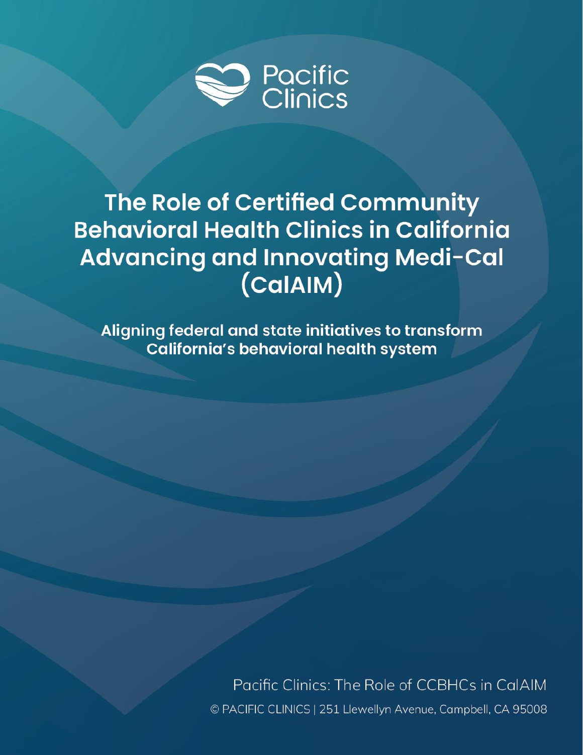Pacific Clinics

# The Role of Certified Community Behavioral Health Clinics in California Advancing and Innovating Medi-Cal (CalAIM)

## Aligning federal and state initiatives to transform California's behavioral health system

Pacific Clinics: The Role of CCBHCs in CalAIM

© PACIFIC CLINICS | 251 Llewellyn Avenue, Campbell, CA 95008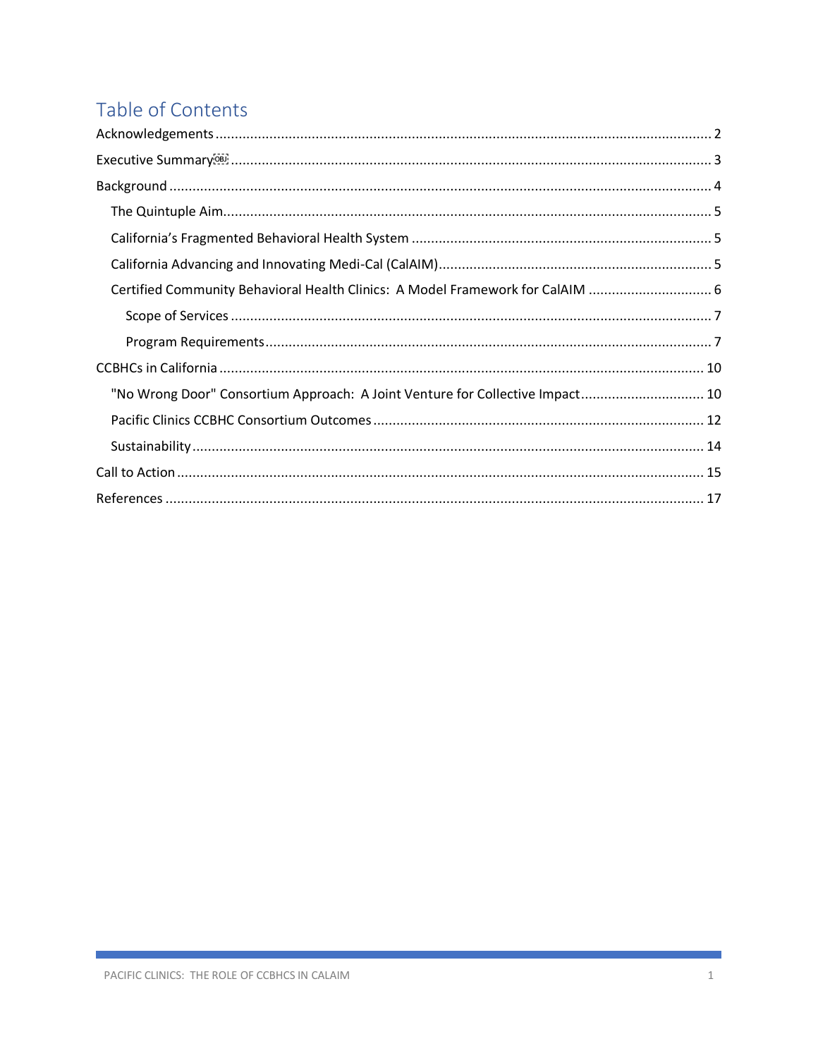# Table of Contents

Acknowledgements ............................................................ 2

Executive Summary ............................................................ 3

Background ............................................................ 4

- The Quintuple Aim ............................................................ 5
- California's Fragmented Behavioral Health System ............................................................ 5
- California Advancing and Innovating Medi-Cal (CalAIM) ............................................................ 5
- Certified Community Behavioral Health Clinics: A Model Framework for CalAIM ............................................................ 6
  - Scope of Services ............................................................ 7
  - Program Requirements ............................................................ 7

CCBHCs in California ............................................................ 10

- "No Wrong Door" Consortium Approach: A Joint Venture for Collective Impact ............................................................ 10
- Pacific Clinics CCBHC Consortium Outcomes ............................................................ 12
- Sustainability ............................................................ 14

Call to Action ............................................................ 15

References ............................................................ 17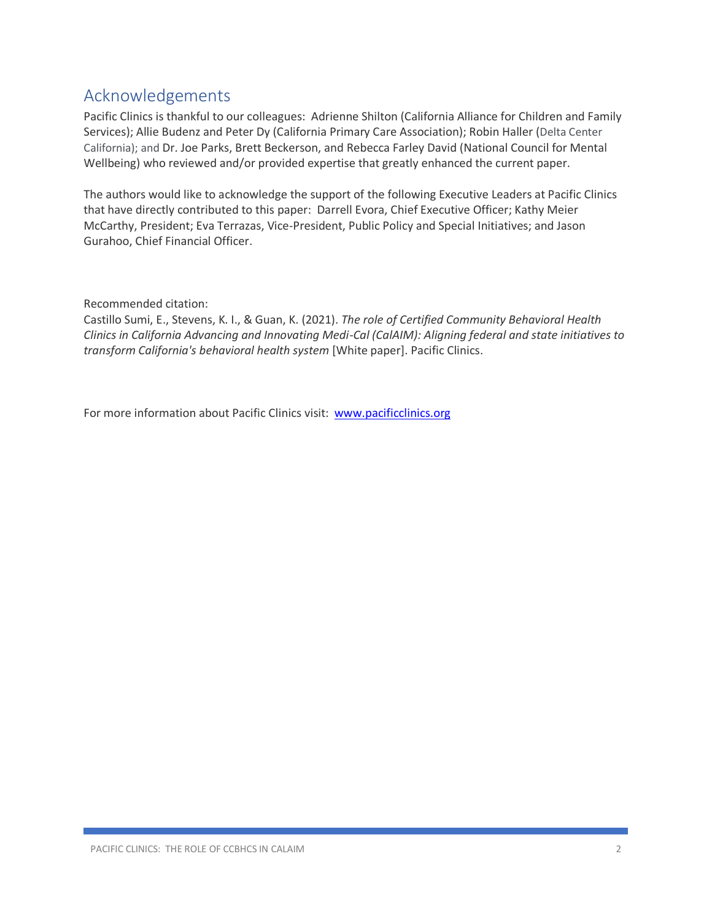## Acknowledgements

Pacific Clinics is thankful to our colleagues: Adrienne Shilton (California Alliance for Children and Family Services); Allie Budenz and Peter Dy (California Primary Care Association); Robin Haller (Delta Center California); and Dr. Joe Parks, Brett Beckerson, and Rebecca Farley David (National Council for Mental Wellbeing) who reviewed and/or provided expertise that greatly enhanced the current paper.

The authors would like to acknowledge the support of the following Executive Leaders at Pacific Clinics that have directly contributed to this paper: Darrell Evora, Chief Executive Officer; Kathy Meier McCarthy, President; Eva Terrazas, Vice-President, Public Policy and Special Initiatives; and Jason Gurahoo, Chief Financial Officer.

Recommended citation:
Castillo Sumi, E., Stevens, K. I., & Guan, K. (2021). *The role of Certified Community Behavioral Health Clinics in California Advancing and Innovating Medi-Cal (CalAIM): Aligning federal and state initiatives to transform California's behavioral health system* [White paper]. Pacific Clinics.

For more information about Pacific Clinics visit: [www.pacificclinics.org](www.pacificclinics.org)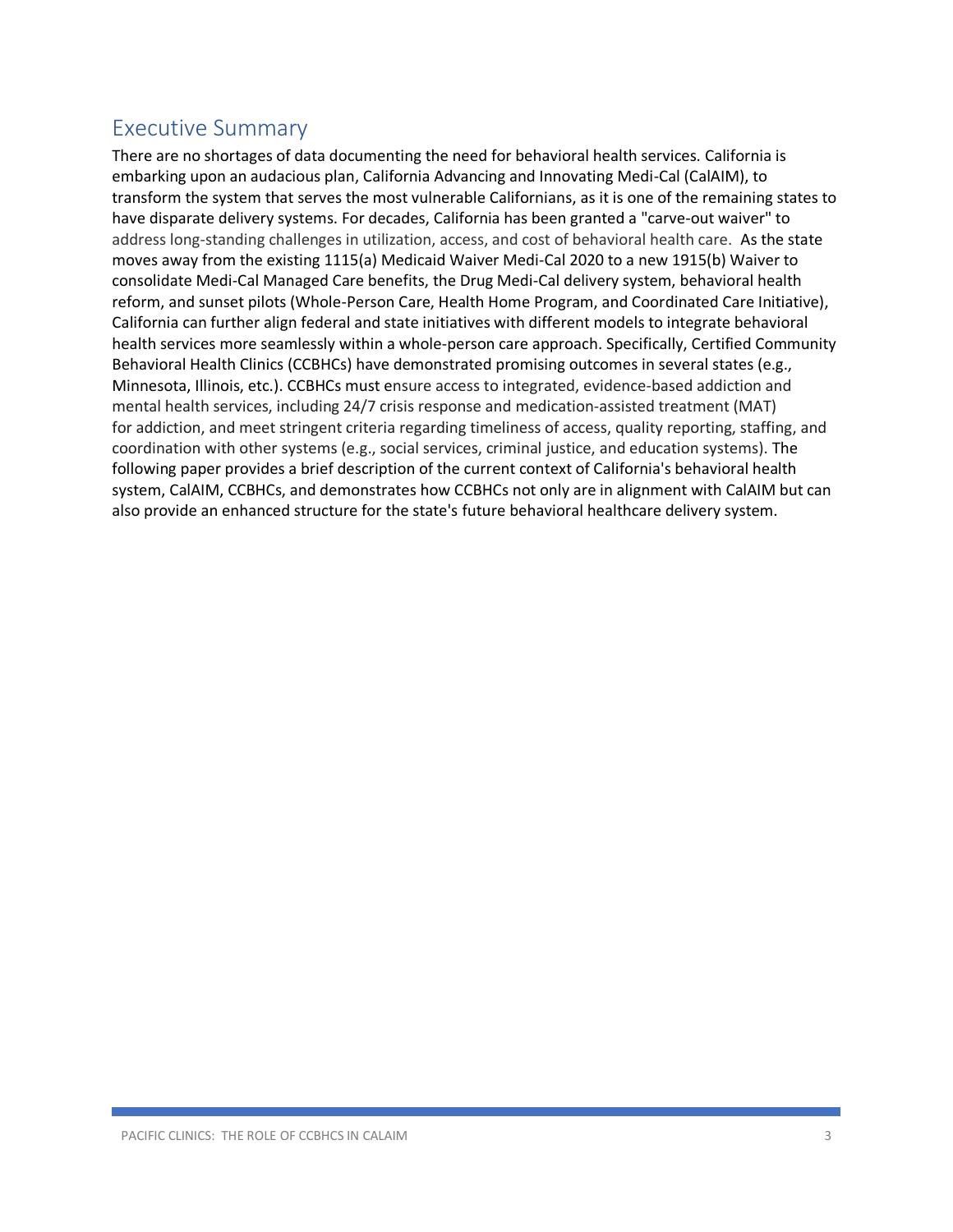## Executive Summary

There are no shortages of data documenting the need for behavioral health services. California is embarking upon an audacious plan, California Advancing and Innovating Medi-Cal (CalAIM), to transform the system that serves the most vulnerable Californians, as it is one of the remaining states to have disparate delivery systems. For decades, California has been granted a "carve-out waiver" to address long-standing challenges in utilization, access, and cost of behavioral health care. As the state moves away from the existing 1115(a) Medicaid Waiver Medi-Cal 2020 to a new 1915(b) Waiver to consolidate Medi-Cal Managed Care benefits, the Drug Medi-Cal delivery system, behavioral health reform, and sunset pilots (Whole-Person Care, Health Home Program, and Coordinated Care Initiative), California can further align federal and state initiatives with different models to integrate behavioral health services more seamlessly within a whole-person care approach. Specifically, Certified Community Behavioral Health Clinics (CCBHCs) have demonstrated promising outcomes in several states (e.g., Minnesota, Illinois, etc.). CCBHCs must ensure access to integrated, evidence-based addiction and mental health services, including 24/7 crisis response and medication-assisted treatment (MAT) for addiction, and meet stringent criteria regarding timeliness of access, quality reporting, staffing, and coordination with other systems (e.g., social services, criminal justice, and education systems). The following paper provides a brief description of the current context of California's behavioral health system, CalAIM, CCBHCs, and demonstrates how CCBHCs not only are in alignment with CalAIM but can also provide an enhanced structure for the state's future behavioral healthcare delivery system.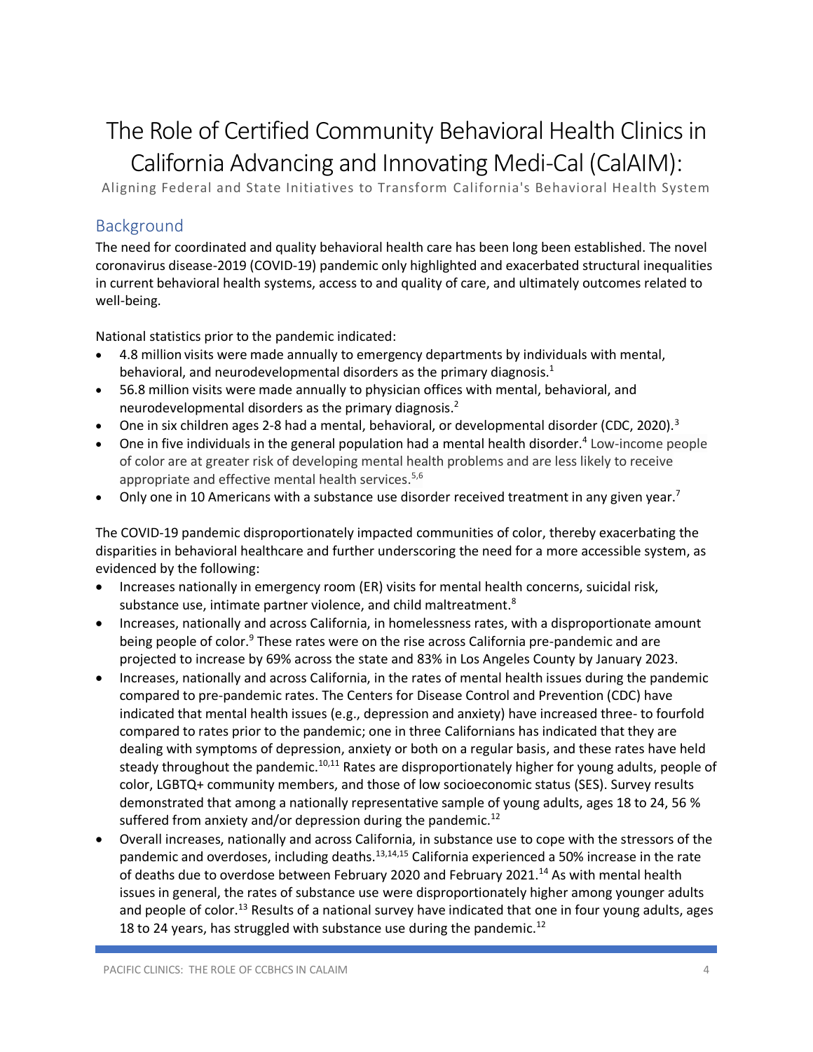# The Role of Certified Community Behavioral Health Clinics in California Advancing and Innovating Medi-Cal (CalAIM):

Aligning Federal and State Initiatives to Transform California's Behavioral Health System

## Background

The need for coordinated and quality behavioral health care has been long been established. The novel coronavirus disease-2019 (COVID-19) pandemic only highlighted and exacerbated structural inequalities in current behavioral health systems, access to and quality of care, and ultimately outcomes related to well-being.

National statistics prior to the pandemic indicated:

- 4.8 million visits were made annually to emergency departments by individuals with mental, behavioral, and neurodevelopmental disorders as the primary diagnosis.[1]
- 56.8 million visits were made annually to physician offices with mental, behavioral, and neurodevelopmental disorders as the primary diagnosis.[2]
- One in six children ages 2-8 had a mental, behavioral, or developmental disorder (CDC, 2020).[3]
- One in five individuals in the general population had a mental health disorder.[4] Low-income people of color are at greater risk of developing mental health problems and are less likely to receive appropriate and effective mental health services.[5,6]
- Only one in 10 Americans with a substance use disorder received treatment in any given year.[7]

The COVID-19 pandemic disproportionately impacted communities of color, thereby exacerbating the disparities in behavioral healthcare and further underscoring the need for a more accessible system, as evidenced by the following:

- Increases nationally in emergency room (ER) visits for mental health concerns, suicidal risk, substance use, intimate partner violence, and child maltreatment.[8]
- Increases, nationally and across California, in homelessness rates, with a disproportionate amount being people of color.[9] These rates were on the rise across California pre-pandemic and are projected to increase by 69% across the state and 83% in Los Angeles County by January 2023.
- Increases, nationally and across California, in the rates of mental health issues during the pandemic compared to pre-pandemic rates. The Centers for Disease Control and Prevention (CDC) have indicated that mental health issues (e.g., depression and anxiety) have increased three- to fourfold compared to rates prior to the pandemic; one in three Californians has indicated that they are dealing with symptoms of depression, anxiety or both on a regular basis, and these rates have held steady throughout the pandemic.[10,11] Rates are disproportionately higher for young adults, people of color, LGBTQ+ community members, and those of low socioeconomic status (SES). Survey results demonstrated that among a nationally representative sample of young adults, ages 18 to 24, 56 % suffered from anxiety and/or depression during the pandemic.[12]
- Overall increases, nationally and across California, in substance use to cope with the stressors of the pandemic and overdoses, including deaths.[13,14,15] California experienced a 50% increase in the rate of deaths due to overdose between February 2020 and February 2021.[14] As with mental health issues in general, the rates of substance use were disproportionately higher among younger adults and people of color.[13] Results of a national survey have indicated that one in four young adults, ages 18 to 24 years, has struggled with substance use during the pandemic.[12]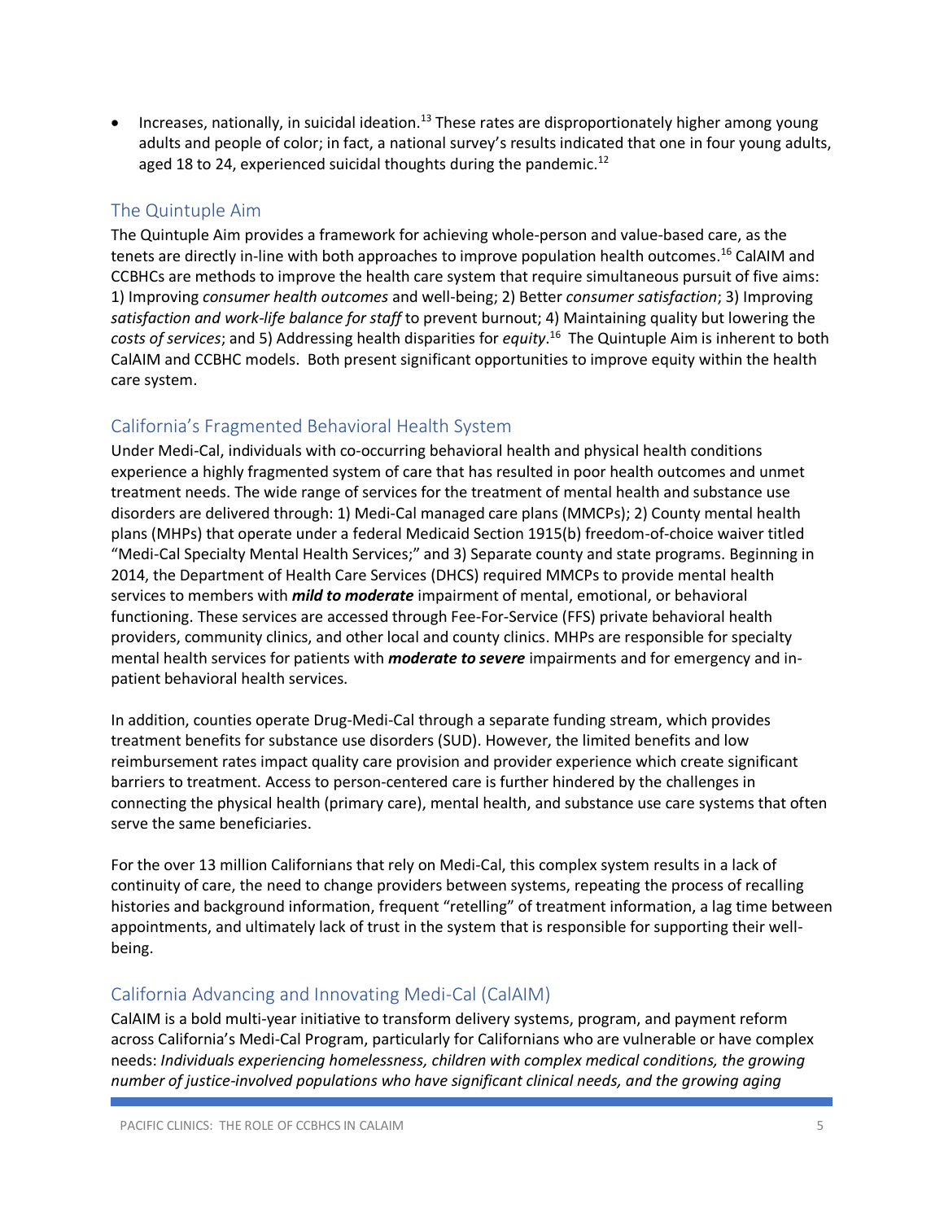- Increases, nationally, in suicidal ideation.[13] These rates are disproportionately higher among young adults and people of color; in fact, a national survey's results indicated that one in four young adults, aged 18 to 24, experienced suicidal thoughts during the pandemic.[12]

## The Quintuple Aim

The Quintuple Aim provides a framework for achieving whole-person and value-based care, as the tenets are directly in-line with both approaches to improve population health outcomes.[16] CalAIM and CCBHCs are methods to improve the health care system that require simultaneous pursuit of five aims: 1) Improving *consumer health outcomes* and well-being; 2) Better *consumer satisfaction*; 3) Improving *satisfaction and work-life balance for staff* to prevent burnout; 4) Maintaining quality but lowering the *costs of services*; and 5) Addressing health disparities for *equity*.[16] The Quintuple Aim is inherent to both CalAIM and CCBHC models. Both present significant opportunities to improve equity within the health care system.

## California's Fragmented Behavioral Health System

Under Medi-Cal, individuals with co-occurring behavioral health and physical health conditions experience a highly fragmented system of care that has resulted in poor health outcomes and unmet treatment needs. The wide range of services for the treatment of mental health and substance use disorders are delivered through: 1) Medi-Cal managed care plans (MMCPs); 2) County mental health plans (MHPs) that operate under a federal Medicaid Section 1915(b) freedom-of-choice waiver titled "Medi-Cal Specialty Mental Health Services;" and 3) Separate county and state programs. Beginning in 2014, the Department of Health Care Services (DHCS) required MMCPs to provide mental health services to members with ***mild to moderate*** impairment of mental, emotional, or behavioral functioning. These services are accessed through Fee-For-Service (FFS) private behavioral health providers, community clinics, and other local and county clinics. MHPs are responsible for specialty mental health services for patients with ***moderate to severe*** impairments and for emergency and in-patient behavioral health services.

In addition, counties operate Drug-Medi-Cal through a separate funding stream, which provides treatment benefits for substance use disorders (SUD). However, the limited benefits and low reimbursement rates impact quality care provision and provider experience which create significant barriers to treatment. Access to person-centered care is further hindered by the challenges in connecting the physical health (primary care), mental health, and substance use care systems that often serve the same beneficiaries.

For the over 13 million Californians that rely on Medi-Cal, this complex system results in a lack of continuity of care, the need to change providers between systems, repeating the process of recalling histories and background information, frequent "retelling" of treatment information, a lag time between appointments, and ultimately lack of trust in the system that is responsible for supporting their well-being.

## California Advancing and Innovating Medi-Cal (CalAIM)

CalAIM is a bold multi-year initiative to transform delivery systems, program, and payment reform across California's Medi-Cal Program, particularly for Californians who are vulnerable or have complex needs: *Individuals experiencing homelessness, children with complex medical conditions, the growing number of justice-involved populations who have significant clinical needs, and the growing aging*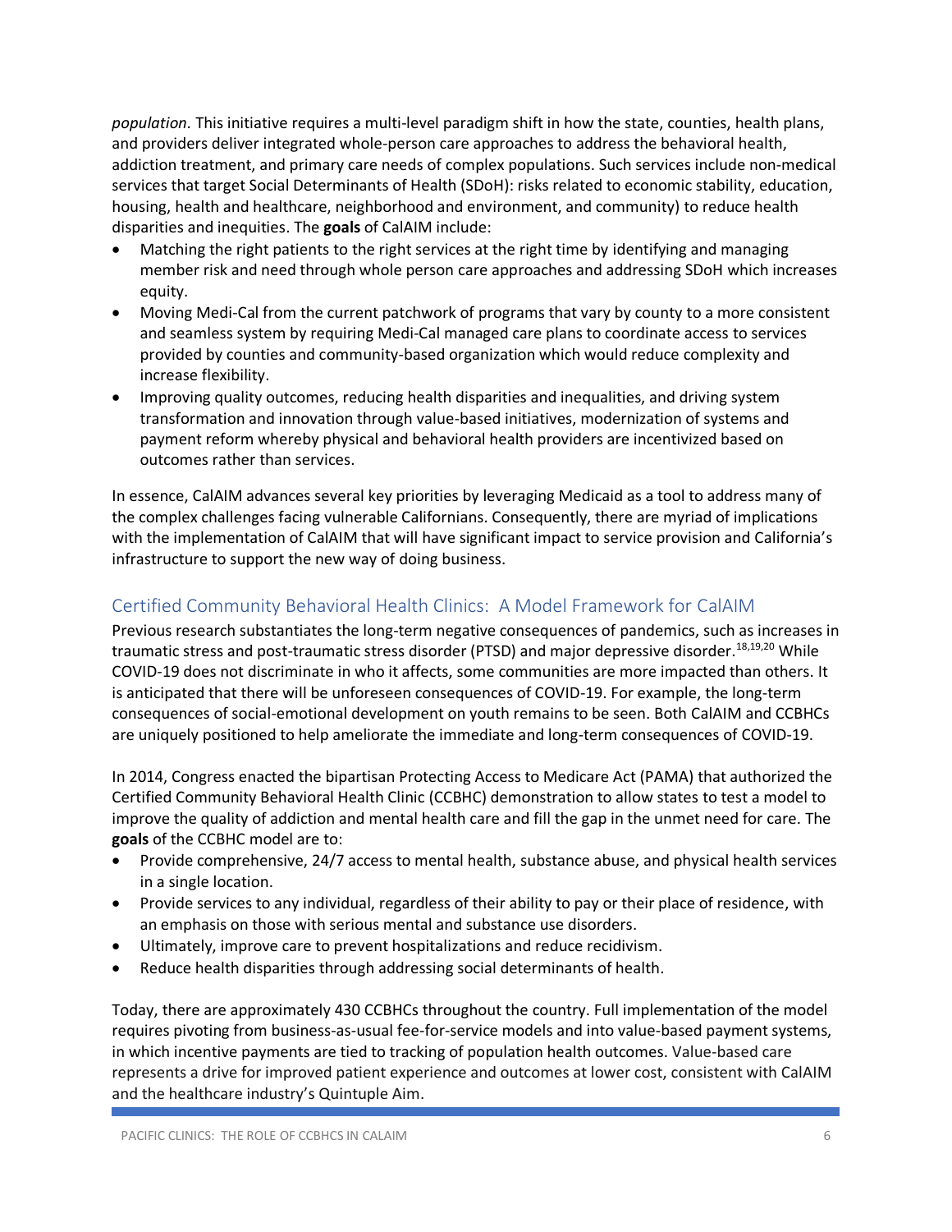*population*. This initiative requires a multi-level paradigm shift in how the state, counties, health plans, and providers deliver integrated whole-person care approaches to address the behavioral health, addiction treatment, and primary care needs of complex populations. Such services include non-medical services that target Social Determinants of Health (SDoH): risks related to economic stability, education, housing, health and healthcare, neighborhood and environment, and community) to reduce health disparities and inequities. The **goals** of CalAIM include:

- Matching the right patients to the right services at the right time by identifying and managing member risk and need through whole person care approaches and addressing SDoH which increases equity.
- Moving Medi-Cal from the current patchwork of programs that vary by county to a more consistent and seamless system by requiring Medi-Cal managed care plans to coordinate access to services provided by counties and community-based organization which would reduce complexity and increase flexibility.
- Improving quality outcomes, reducing health disparities and inequalities, and driving system transformation and innovation through value-based initiatives, modernization of systems and payment reform whereby physical and behavioral health providers are incentivized based on outcomes rather than services.

In essence, CalAIM advances several key priorities by leveraging Medicaid as a tool to address many of the complex challenges facing vulnerable Californians. Consequently, there are myriad of implications with the implementation of CalAIM that will have significant impact to service provision and California's infrastructure to support the new way of doing business.

## Certified Community Behavioral Health Clinics: A Model Framework for CalAIM

Previous research substantiates the long-term negative consequences of pandemics, such as increases in traumatic stress and post-traumatic stress disorder (PTSD) and major depressive disorder.[18,19,20] While COVID-19 does not discriminate in who it affects, some communities are more impacted than others. It is anticipated that there will be unforeseen consequences of COVID-19. For example, the long-term consequences of social-emotional development on youth remains to be seen. Both CalAIM and CCBHCs are uniquely positioned to help ameliorate the immediate and long-term consequences of COVID-19.

In 2014, Congress enacted the bipartisan Protecting Access to Medicare Act (PAMA) that authorized the Certified Community Behavioral Health Clinic (CCBHC) demonstration to allow states to test a model to improve the quality of addiction and mental health care and fill the gap in the unmet need for care. The **goals** of the CCBHC model are to:

- Provide comprehensive, 24/7 access to mental health, substance abuse, and physical health services in a single location.
- Provide services to any individual, regardless of their ability to pay or their place of residence, with an emphasis on those with serious mental and substance use disorders.
- Ultimately, improve care to prevent hospitalizations and reduce recidivism.
- Reduce health disparities through addressing social determinants of health.

Today, there are approximately 430 CCBHCs throughout the country. Full implementation of the model requires pivoting from business-as-usual fee-for-service models and into value-based payment systems, in which incentive payments are tied to tracking of population health outcomes. Value-based care represents a drive for improved patient experience and outcomes at lower cost, consistent with CalAIM and the healthcare industry's Quintuple Aim.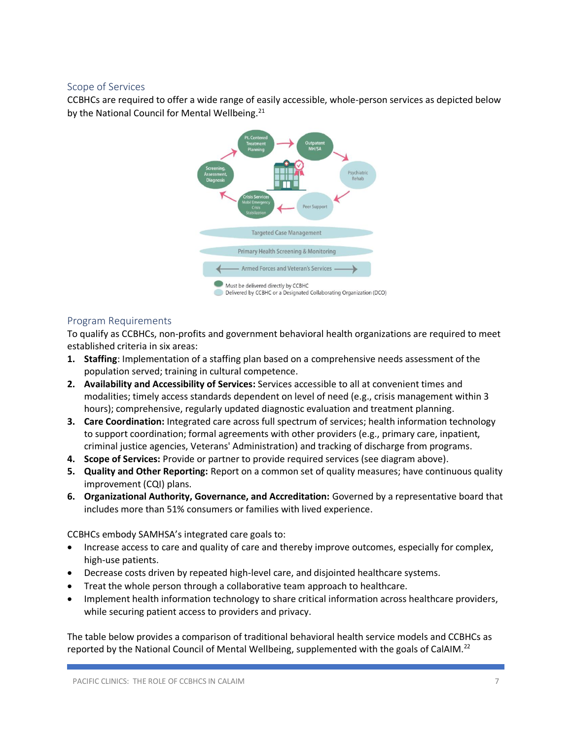## Scope of Services

CCBHCs are required to offer a wide range of easily accessible, whole-person services as depicted below by the National Council for Mental Wellbeing.[21]

## Program Requirements

To qualify as CCBHCs, non-profits and government behavioral health organizations are required to meet established criteria in six areas:

1. **Staffing**: Implementation of a staffing plan based on a comprehensive needs assessment of the population served; training in cultural competence.
2. **Availability and Accessibility of Services:** Services accessible to all at convenient times and modalities; timely access standards dependent on level of need (e.g., crisis management within 3 hours); comprehensive, regularly updated diagnostic evaluation and treatment planning.
3. **Care Coordination:** Integrated care across full spectrum of services; health information technology to support coordination; formal agreements with other providers (e.g., primary care, inpatient, criminal justice agencies, Veterans' Administration) and tracking of discharge from programs.
4. **Scope of Services:** Provide or partner to provide required services (see diagram above).
5. **Quality and Other Reporting:** Report on a common set of quality measures; have continuous quality improvement (CQI) plans.
6. **Organizational Authority, Governance, and Accreditation:** Governed by a representative board that includes more than 51% consumers or families with lived experience.

CCBHCs embody SAMHSA's integrated care goals to:

- Increase access to care and quality of care and thereby improve outcomes, especially for complex, high-use patients.
- Decrease costs driven by repeated high-level care, and disjointed healthcare systems.
- Treat the whole person through a collaborative team approach to healthcare.
- Implement health information technology to share critical information across healthcare providers, while securing patient access to providers and privacy.

The table below provides a comparison of traditional behavioral health service models and CCBHCs as reported by the National Council of Mental Wellbeing, supplemented with the goals of CalAIM.[22]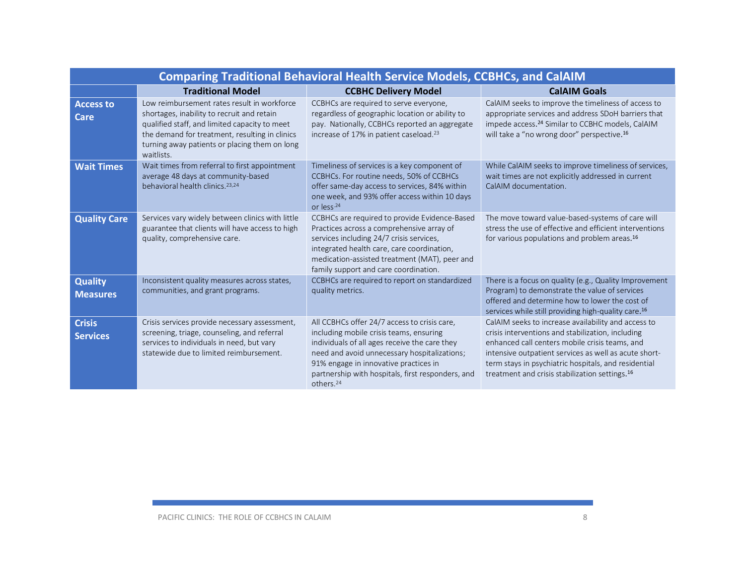| Comparing Traditional Behavioral Health Service Models, CCBHCs, and CalAIM | | | |
|---|---|---|---|
| | **Traditional Model** | **CCBHC Delivery Model** | **CalAIM Goals** |
| **Access to Care** | Low reimbursement rates result in workforce shortages, inability to recruit and retain qualified staff, and limited capacity to meet the demand for treatment, resulting in clinics turning away patients or placing them on long waitlists. | CCBHCs are required to serve everyone, regardless of geographic location or ability to pay. Nationally, CCBHCs reported an aggregate increase of 17% in patient caseload.[23] | CalAIM seeks to improve the timeliness of access to appropriate services and address SDoH barriers that impede access.[24] Similar to CCBHC models, CalAIM will take a "no wrong door" perspective.[16] |
| **Wait Times** | Wait times from referral to first appointment average 48 days at community-based behavioral health clinics.[23,24] | Timeliness of services is a key component of CCBHCs. For routine needs, 50% of CCBHCs offer same-day access to services, 84% within one week, and 93% offer access within 10 days or less.[24] | While CalAIM seeks to improve timeliness of services, wait times are not explicitly addressed in current CalAIM documentation. |
| **Quality Care** | Services vary widely between clinics with little guarantee that clients will have access to high quality, comprehensive care. | CCBHCs are required to provide Evidence-Based Practices across a comprehensive array of services including 24/7 crisis services, integrated health care, care coordination, medication-assisted treatment (MAT), peer and family support and care coordination. | The move toward value-based-systems of care will stress the use of effective and efficient interventions for various populations and problem areas.[16] |
| **Quality Measures** | Inconsistent quality measures across states, communities, and grant programs. | CCBHCs are required to report on standardized quality metrics. | There is a focus on quality (e.g., Quality Improvement Program) to demonstrate the value of services offered and determine how to lower the cost of services while still providing high-quality care.[16] |
| **Crisis Services** | Crisis services provide necessary assessment, screening, triage, counseling, and referral services to individuals in need, but vary statewide due to limited reimbursement. | All CCBHCs offer 24/7 access to crisis care, including mobile crisis teams, ensuring individuals of all ages receive the care they need and avoid unnecessary hospitalizations; 91% engage in innovative practices in partnership with hospitals, first responders, and others.[24] | CalAIM seeks to increase availability and access to crisis interventions and stabilization, including enhanced call centers mobile crisis teams, and intensive outpatient services as well as acute short-term stays in psychiatric hospitals, and residential treatment and crisis stabilization settings.[16] |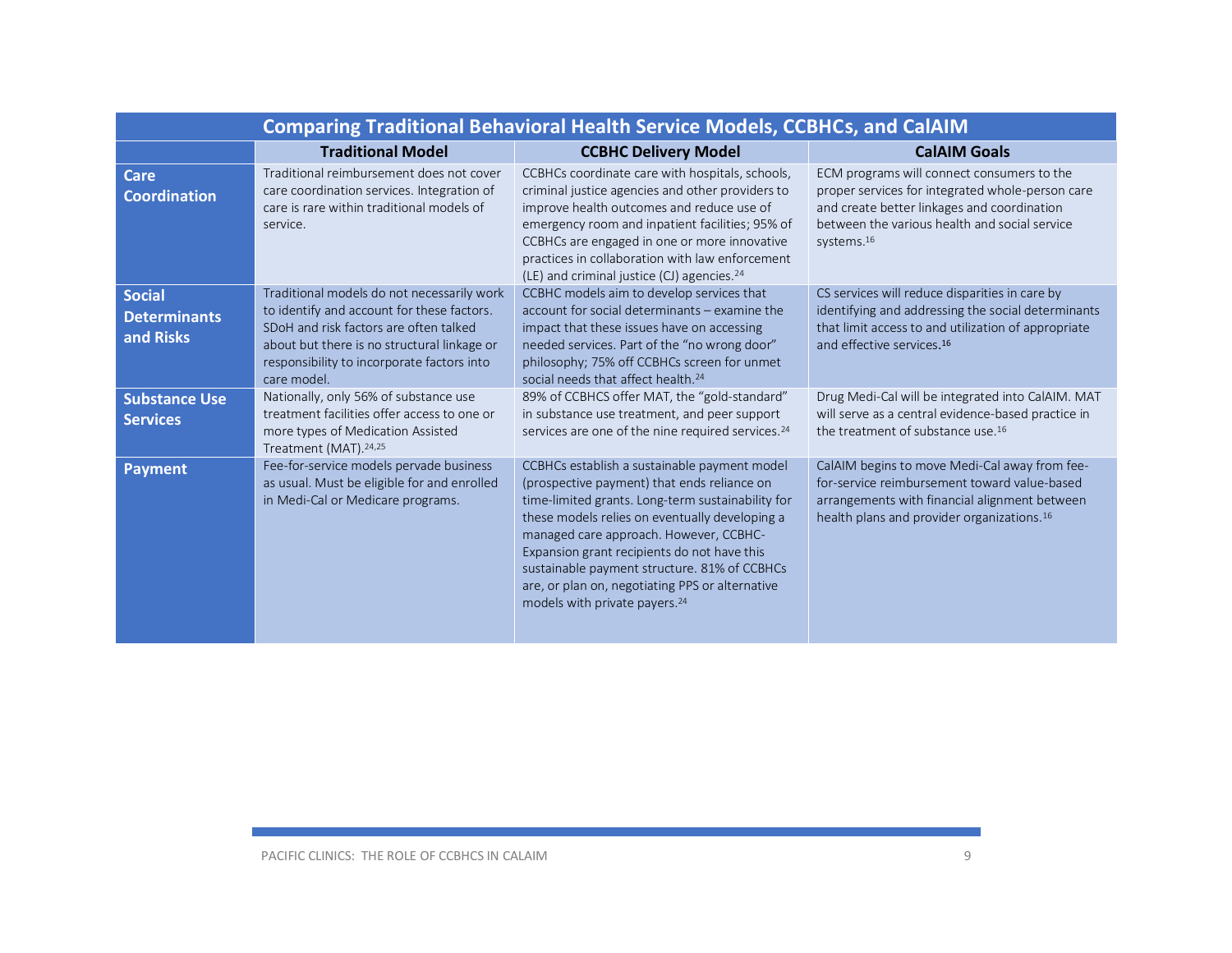| Comparing Traditional Behavioral Health Service Models, CCBHCs, and CalAIM | | | |
|---|---|---|---|
| | **Traditional Model** | **CCBHC Delivery Model** | **CalAIM Goals** |
| **Care Coordination** | Traditional reimbursement does not cover care coordination services. Integration of care is rare within traditional models of service. | CCBHCs coordinate care with hospitals, schools, criminal justice agencies and other providers to improve health outcomes and reduce use of emergency room and inpatient facilities; 95% of CCBHCs are engaged in one or more innovative practices in collaboration with law enforcement (LE) and criminal justice (CJ) agencies.[24] | ECM programs will connect consumers to the proper services for integrated whole-person care and create better linkages and coordination between the various health and social service systems.[16] |
| **Social Determinants and Risks** | Traditional models do not necessarily work to identify and account for these factors. SDoH and risk factors are often talked about but there is no structural linkage or responsibility to incorporate factors into care model. | CCBHC models aim to develop services that account for social determinants – examine the impact that these issues have on accessing needed services. Part of the "no wrong door" philosophy; 75% off CCBHCs screen for unmet social needs that affect health.[24] | CS services will reduce disparities in care by identifying and addressing the social determinants that limit access to and utilization of appropriate and effective services.[16] |
| **Substance Use Services** | Nationally, only 56% of substance use treatment facilities offer access to one or more types of Medication Assisted Treatment (MAT).[24,25] | 89% of CCBHCS offer MAT, the "gold-standard" in substance use treatment, and peer support services are one of the nine required services.[24] | Drug Medi-Cal will be integrated into CalAIM. MAT will serve as a central evidence-based practice in the treatment of substance use.[16] |
| **Payment** | Fee-for-service models pervade business as usual. Must be eligible for and enrolled in Medi-Cal or Medicare programs. | CCBHCs establish a sustainable payment model (prospective payment) that ends reliance on time-limited grants. Long-term sustainability for these models relies on eventually developing a managed care approach. However, CCBHC-Expansion grant recipients do not have this sustainable payment structure. 81% of CCBHCs are, or plan on, negotiating PPS or alternative models with private payers.[24] | CalAIM begins to move Medi-Cal away from fee-for-service reimbursement toward value-based arrangements with financial alignment between health plans and provider organizations.[16] |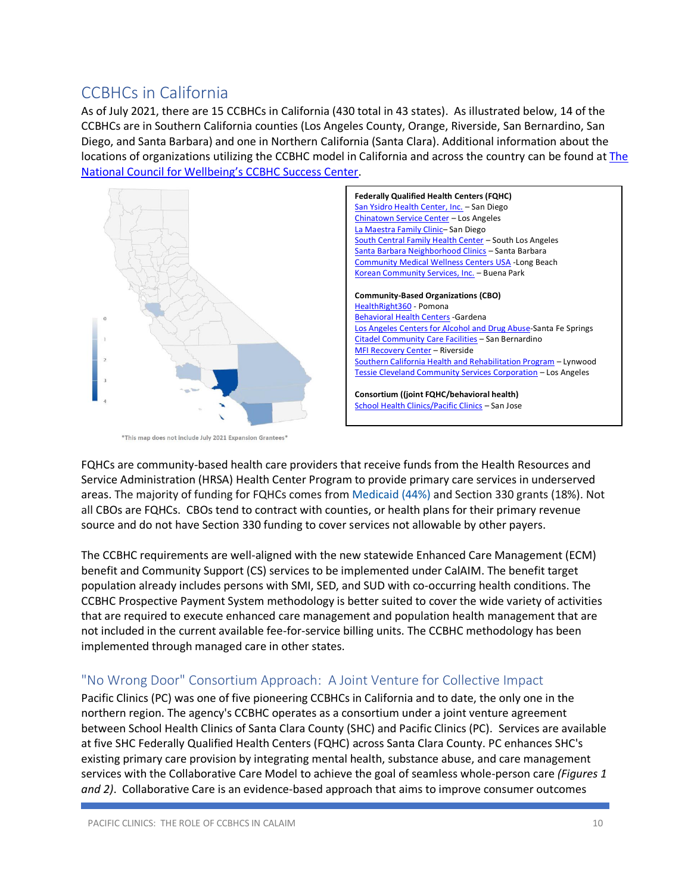## CCBHCs in California

As of July 2021, there are 15 CCBHCs in California (430 total in 43 states). As illustrated below, 14 of the CCBHCs are in Southern California counties (Los Angeles County, Orange, Riverside, San Bernardino, San Diego, and Santa Barbara) and one in Northern California (Santa Clara). Additional information about the locations of organizations utilizing the CCBHC model in California and across the country can be found at The National Council for Wellbeing's CCBHC Success Center.

*This map does not include July 2021 Expansion Grantees*

**Federally Qualified Health Centers (FQHC)**
San Ysidro Health Center, Inc. – San Diego
Chinatown Service Center – Los Angeles
La Maestra Family Clinic– San Diego
South Central Family Health Center – South Los Angeles
Santa Barbara Neighborhood Clinics – Santa Barbara
Community Medical Wellness Centers USA -Long Beach
Korean Community Services, Inc. – Buena Park

**Community-Based Organizations (CBO)**
HealthRight360 - Pomona
Behavioral Health Centers -Gardena
Los Angeles Centers for Alcohol and Drug Abuse-Santa Fe Springs
Citadel Community Care Facilities – San Bernardino
MFI Recovery Center – Riverside
Southern California Health and Rehabilitation Program – Lynwood
Tessie Cleveland Community Services Corporation – Los Angeles

**Consortium ((joint FQHC/behavioral health)**
School Health Clinics/Pacific Clinics – San Jose

FQHCs are community-based health care providers that receive funds from the Health Resources and Service Administration (HRSA) Health Center Program to provide primary care services in underserved areas. The majority of funding for FQHCs comes from Medicaid (44%) and Section 330 grants (18%). Not all CBOs are FQHCs. CBOs tend to contract with counties, or health plans for their primary revenue source and do not have Section 330 funding to cover services not allowable by other payers.

The CCBHC requirements are well-aligned with the new statewide Enhanced Care Management (ECM) benefit and Community Support (CS) services to be implemented under CalAIM. The benefit target population already includes persons with SMI, SED, and SUD with co-occurring health conditions. The CCBHC Prospective Payment System methodology is better suited to cover the wide variety of activities that are required to execute enhanced care management and population health management that are not included in the current available fee-for-service billing units. The CCBHC methodology has been implemented through managed care in other states.

### "No Wrong Door" Consortium Approach: A Joint Venture for Collective Impact

Pacific Clinics (PC) was one of five pioneering CCBHCs in California and to date, the only one in the northern region. The agency's CCBHC operates as a consortium under a joint venture agreement between School Health Clinics of Santa Clara County (SHC) and Pacific Clinics (PC). Services are available at five SHC Federally Qualified Health Centers (FQHC) across Santa Clara County. PC enhances SHC's existing primary care provision by integrating mental health, substance abuse, and care management services with the Collaborative Care Model to achieve the goal of seamless whole-person care *(Figures 1 and 2)*. Collaborative Care is an evidence-based approach that aims to improve consumer outcomes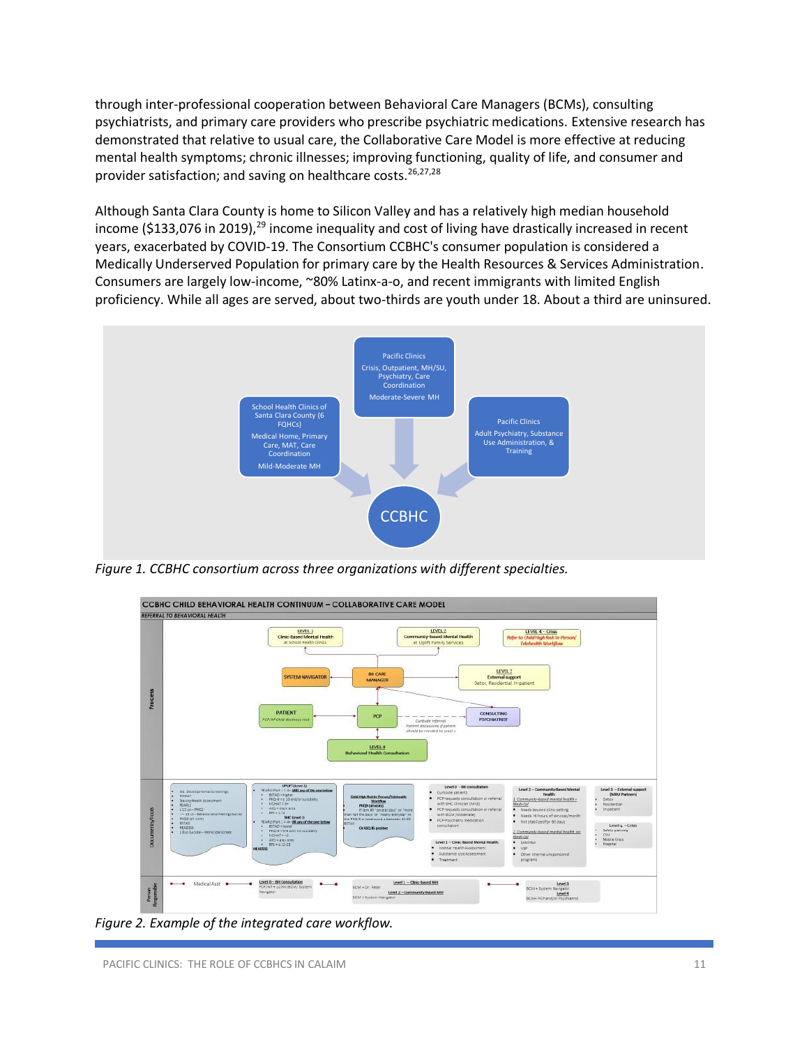through inter-professional cooperation between Behavioral Care Managers (BCMs), consulting psychiatrists, and primary care providers who prescribe psychiatric medications. Extensive research has demonstrated that relative to usual care, the Collaborative Care Model is more effective at reducing mental health symptoms; chronic illnesses; improving functioning, quality of life, and consumer and provider satisfaction; and saving on healthcare costs.[26,27,28]

Although Santa Clara County is home to Silicon Valley and has a relatively high median household income ($133,076 in 2019),[29] income inequality and cost of living have drastically increased in recent years, exacerbated by COVID-19. The Consortium CCBHC's consumer population is considered a Medically Underserved Population for primary care by the Health Resources & Services Administration. Consumers are largely low-income, ~80% Latinx-a-o, and recent immigrants with limited English proficiency. While all ages are served, about two-thirds are youth under 18. About a third are uninsured.

*Figure 1. CCBHC consortium across three organizations with different specialties.*

*Figure 2. Example of the integrated care workflow.*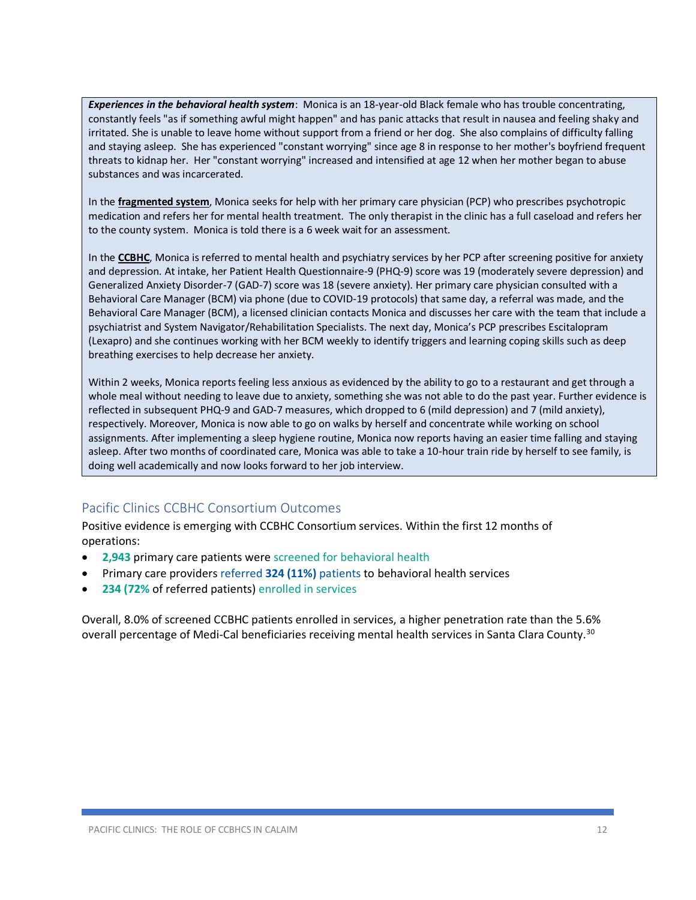***Experiences in the behavioral health system***: Monica is an 18-year-old Black female who has trouble concentrating, constantly feels "as if something awful might happen" and has panic attacks that result in nausea and feeling shaky and irritated. She is unable to leave home without support from a friend or her dog. She also complains of difficulty falling and staying asleep. She has experienced "constant worrying" since age 8 in response to her mother's boyfriend frequent threats to kidnap her. Her "constant worrying" increased and intensified at age 12 when her mother began to abuse substances and was incarcerated.

In the **fragmented system**, Monica seeks for help with her primary care physician (PCP) who prescribes psychotropic medication and refers her for mental health treatment. The only therapist in the clinic has a full caseload and refers her to the county system. Monica is told there is a 6 week wait for an assessment.

In the **CCBHC**, Monica is referred to mental health and psychiatry services by her PCP after screening positive for anxiety and depression. At intake, her Patient Health Questionnaire-9 (PHQ-9) score was 19 (moderately severe depression) and Generalized Anxiety Disorder-7 (GAD-7) score was 18 (severe anxiety). Her primary care physician consulted with a Behavioral Care Manager (BCM) via phone (due to COVID-19 protocols) that same day, a referral was made, and the Behavioral Care Manager (BCM), a licensed clinician contacts Monica and discusses her care with the team that include a psychiatrist and System Navigator/Rehabilitation Specialists. The next day, Monica's PCP prescribes Escitalopram (Lexapro) and she continues working with her BCM weekly to identify triggers and learning coping skills such as deep breathing exercises to help decrease her anxiety.

Within 2 weeks, Monica reports feeling less anxious as evidenced by the ability to go to a restaurant and get through a whole meal without needing to leave due to anxiety, something she was not able to do the past year. Further evidence is reflected in subsequent PHQ-9 and GAD-7 measures, which dropped to 6 (mild depression) and 7 (mild anxiety), respectively. Moreover, Monica is now able to go on walks by herself and concentrate while working on school assignments. After implementing a sleep hygiene routine, Monica now reports having an easier time falling and staying asleep. After two months of coordinated care, Monica was able to take a 10-hour train ride by herself to see family, is doing well academically and now looks forward to her job interview.

## Pacific Clinics CCBHC Consortium Outcomes

Positive evidence is emerging with CCBHC Consortium services. Within the first 12 months of operations:

- **2,943** primary care patients were screened for behavioral health
- Primary care providers referred **324 (11%)** patients to behavioral health services
- **234 (72%** of referred patients) enrolled in services

Overall, 8.0% of screened CCBHC patients enrolled in services, a higher penetration rate than the 5.6% overall percentage of Medi-Cal beneficiaries receiving mental health services in Santa Clara County.[30]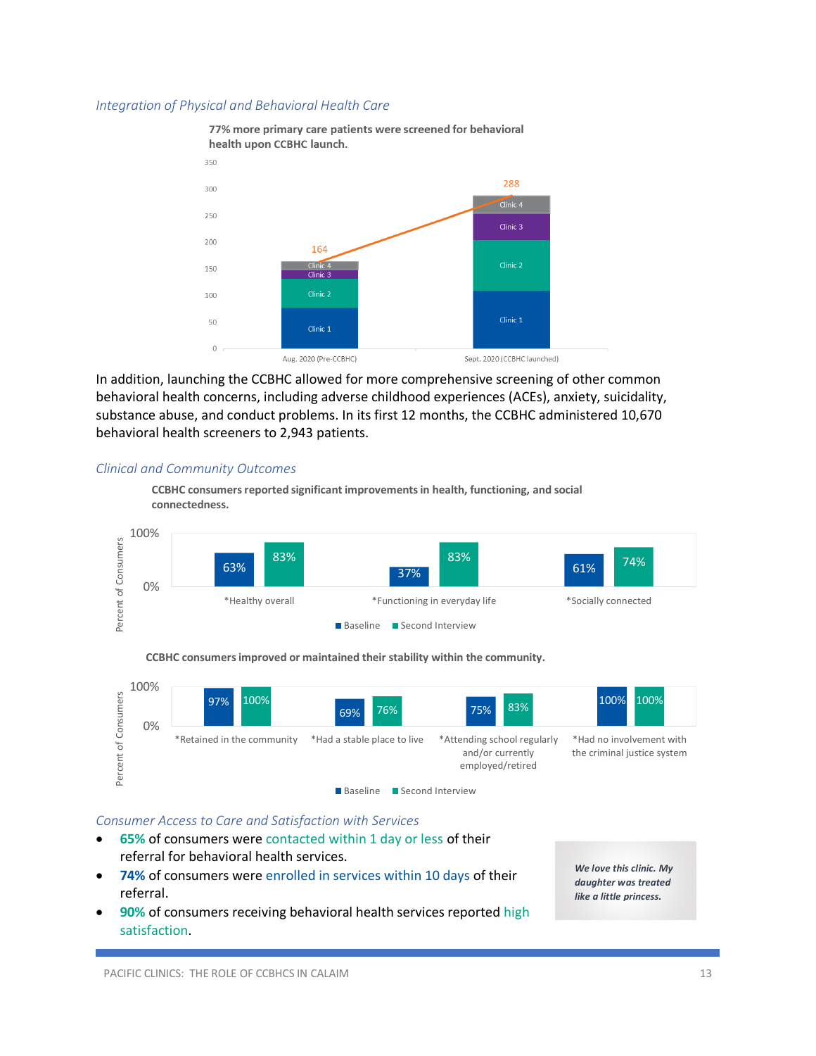*Integration of Physical and Behavioral Health Care*

**77% more primary care patients were screened for behavioral health upon CCBHC launch.**

| | Aug. 2020 (Pre-CCBHC) | Sept. 2020 (CCBHC launched) |
|---|---|---|
| Total | 164 | 288 |

In addition, launching the CCBHC allowed for more comprehensive screening of other common behavioral health concerns, including adverse childhood experiences (ACEs), anxiety, suicidality, substance abuse, and conduct problems. In its first 12 months, the CCBHC administered 10,670 behavioral health screeners to 2,943 patients.

*Clinical and Community Outcomes*

**CCBHC consumers reported significant improvements in health, functioning, and social connectedness.**

| | Baseline | Second Interview |
|---|---|---|
| *Healthy overall | 63% | 83% |
| *Functioning in everyday life | 37% | 83% |
| *Socially connected | 61% | 74% |

**CCBHC consumers improved or maintained their stability within the community.**

| | Baseline | Second Interview |
|---|---|---|
| *Retained in the community | 97% | 100% |
| *Had a stable place to live | 69% | 76% |
| *Attending school regularly and/or currently employed/retired | 75% | 83% |
| *Had no involvement with the criminal justice system | 100% | 100% |

*Consumer Access to Care and Satisfaction with Services*

- 65% of consumers were contacted within 1 day or less of their referral for behavioral health services.
- 74% of consumers were enrolled in services within 10 days of their referral.
- 90% of consumers receiving behavioral health services reported high satisfaction.

> ***We love this clinic. My daughter was treated like a little princess.***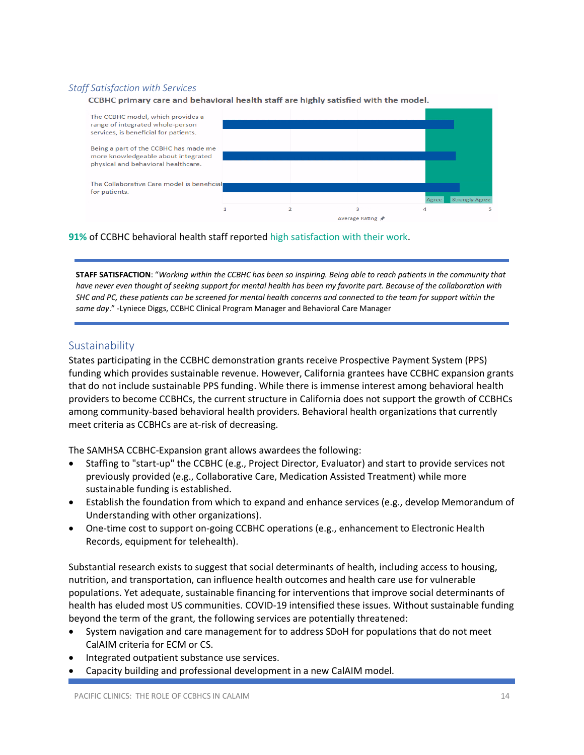### *Staff Satisfaction with Services*

**CCBHC primary care and behavioral health staff are highly satisfied with the model.**

| Statement | Average Rating (1–5) |
|---|---|
| The CCBHC model, which provides a range of integrated whole-person services, is beneficial for patients. | Strongly Agree range (~4.4) |
| Being a part of the CCBHC has made me more knowledgeable about integrated physical and behavioral healthcare. | Strongly Agree range (~4.5) |
| The Collaborative Care model is beneficial for patients. | Strongly Agree range (~4.5) |

Average Rating: 1, 2, 3, 4 (Agree), 5 (Strongly Agree)

**91%** of CCBHC behavioral health staff reported high satisfaction with their work.

---

**STAFF SATISFACTION**: "*Working within the CCBHC has been so inspiring. Being able to reach patients in the community that have never even thought of seeking support for mental health has been my favorite part. Because of the collaboration with SHC and PC, these patients can be screened for mental health concerns and connected to the team for support within the same day*." -Lyniece Diggs, CCBHC Clinical Program Manager and Behavioral Care Manager

---

## Sustainability

States participating in the CCBHC demonstration grants receive Prospective Payment System (PPS) funding which provides sustainable revenue. However, California grantees have CCBHC expansion grants that do not include sustainable PPS funding. While there is immense interest among behavioral health providers to become CCBHCs, the current structure in California does not support the growth of CCBHCs among community-based behavioral health providers. Behavioral health organizations that currently meet criteria as CCBHCs are at-risk of decreasing.

The SAMHSA CCBHC-Expansion grant allows awardees the following:

- Staffing to "start-up" the CCBHC (e.g., Project Director, Evaluator) and start to provide services not previously provided (e.g., Collaborative Care, Medication Assisted Treatment) while more sustainable funding is established.
- Establish the foundation from which to expand and enhance services (e.g., develop Memorandum of Understanding with other organizations).
- One-time cost to support on-going CCBHC operations (e.g., enhancement to Electronic Health Records, equipment for telehealth).

Substantial research exists to suggest that social determinants of health, including access to housing, nutrition, and transportation, can influence health outcomes and health care use for vulnerable populations. Yet adequate, sustainable financing for interventions that improve social determinants of health has eluded most US communities. COVID-19 intensified these issues. Without sustainable funding beyond the term of the grant, the following services are potentially threatened:

- System navigation and care management for to address SDoH for populations that do not meet CalAIM criteria for ECM or CS.
- Integrated outpatient substance use services.
- Capacity building and professional development in a new CalAIM model.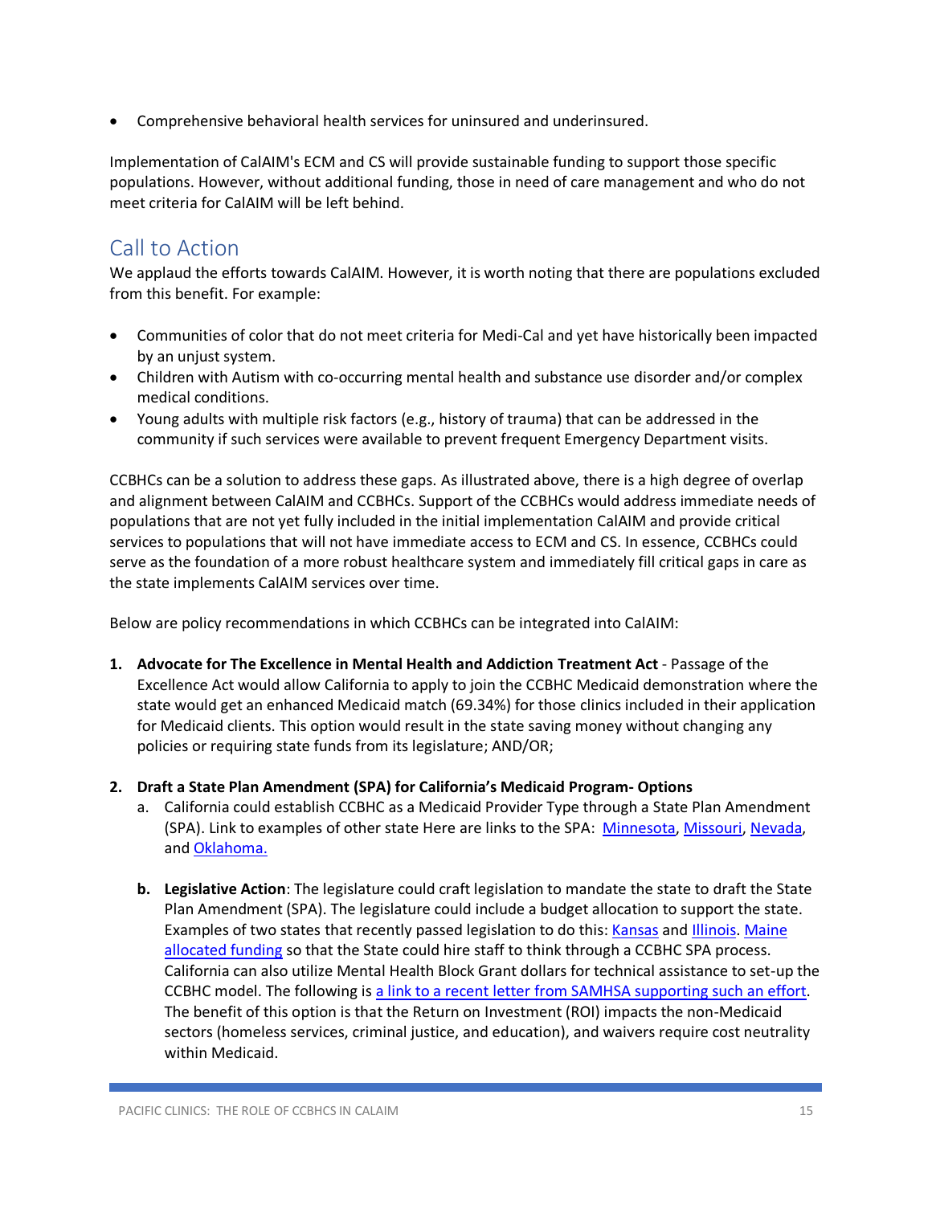- Comprehensive behavioral health services for uninsured and underinsured.

Implementation of CalAIM's ECM and CS will provide sustainable funding to support those specific populations. However, without additional funding, those in need of care management and who do not meet criteria for CalAIM will be left behind.

## Call to Action

We applaud the efforts towards CalAIM. However, it is worth noting that there are populations excluded from this benefit. For example:

- Communities of color that do not meet criteria for Medi-Cal and yet have historically been impacted by an unjust system.
- Children with Autism with co-occurring mental health and substance use disorder and/or complex medical conditions.
- Young adults with multiple risk factors (e.g., history of trauma) that can be addressed in the community if such services were available to prevent frequent Emergency Department visits.

CCBHCs can be a solution to address these gaps. As illustrated above, there is a high degree of overlap and alignment between CalAIM and CCBHCs. Support of the CCBHCs would address immediate needs of populations that are not yet fully included in the initial implementation CalAIM and provide critical services to populations that will not have immediate access to ECM and CS. In essence, CCBHCs could serve as the foundation of a more robust healthcare system and immediately fill critical gaps in care as the state implements CalAIM services over time.

Below are policy recommendations in which CCBHCs can be integrated into CalAIM:

1. **Advocate for The Excellence in Mental Health and Addiction Treatment Act** - Passage of the Excellence Act would allow California to apply to join the CCBHC Medicaid demonstration where the state would get an enhanced Medicaid match (69.34%) for those clinics included in their application for Medicaid clients. This option would result in the state saving money without changing any policies or requiring state funds from its legislature; AND/OR;

2. **Draft a State Plan Amendment (SPA) for California's Medicaid Program- Options**
   a. California could establish CCBHC as a Medicaid Provider Type through a State Plan Amendment (SPA). Link to examples of other state Here are links to the SPA: [Minnesota](), [Missouri](), [Nevada](), and [Oklahoma.]()

   b. **Legislative Action**: The legislature could craft legislation to mandate the state to draft the State Plan Amendment (SPA). The legislature could include a budget allocation to support the state. Examples of two states that recently passed legislation to do this: [Kansas]() and [Illinois](). [Maine allocated funding]() so that the State could hire staff to think through a CCBHC SPA process. California can also utilize Mental Health Block Grant dollars for technical assistance to set-up the CCBHC model. The following is [a link to a recent letter from SAMHSA supporting such an effort](). The benefit of this option is that the Return on Investment (ROI) impacts the non-Medicaid sectors (homeless services, criminal justice, and education), and waivers require cost neutrality within Medicaid.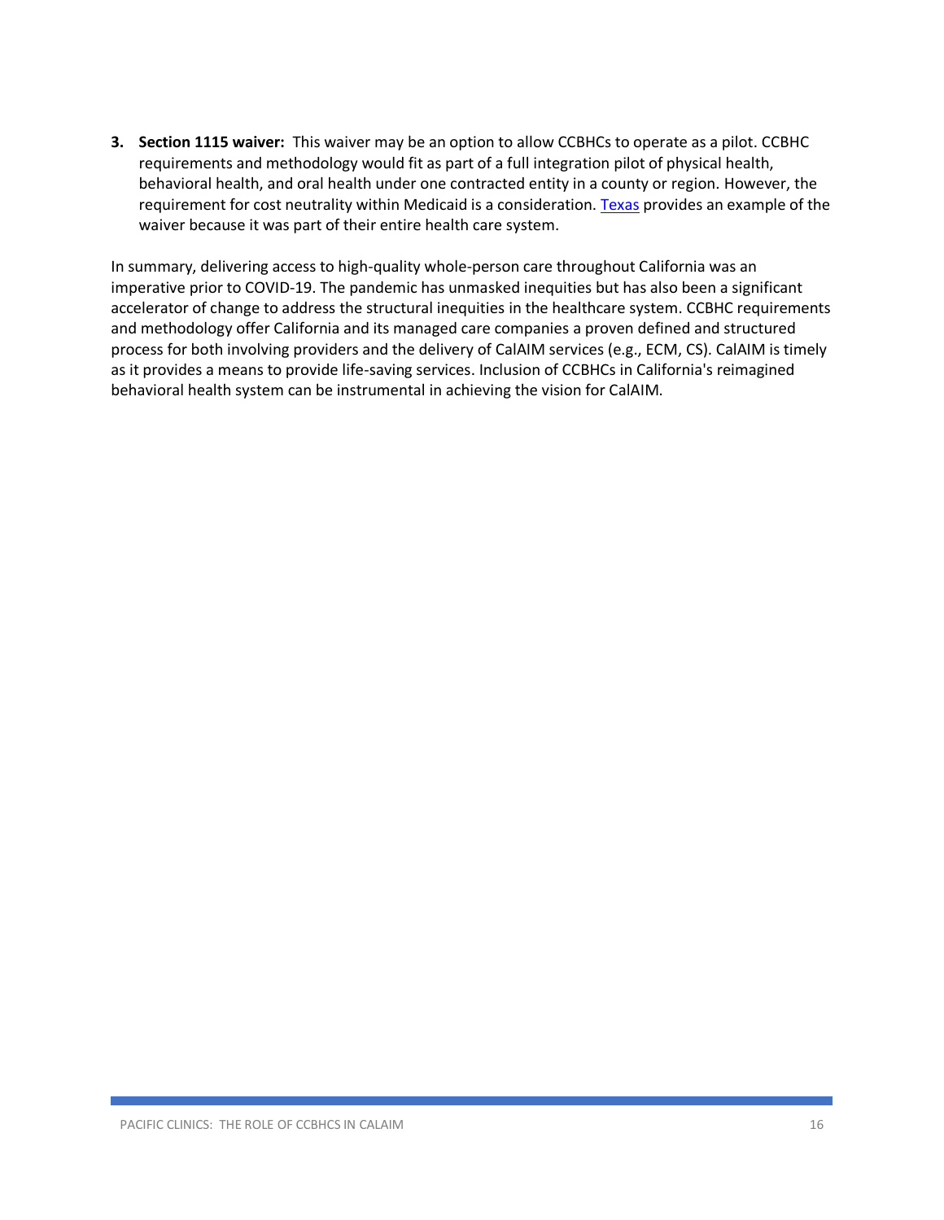3. **Section 1115 waiver:** This waiver may be an option to allow CCBHCs to operate as a pilot. CCBHC requirements and methodology would fit as part of a full integration pilot of physical health, behavioral health, and oral health under one contracted entity in a county or region. However, the requirement for cost neutrality within Medicaid is a consideration. Texas provides an example of the waiver because it was part of their entire health care system.

In summary, delivering access to high-quality whole-person care throughout California was an imperative prior to COVID-19. The pandemic has unmasked inequities but has also been a significant accelerator of change to address the structural inequities in the healthcare system. CCBHC requirements and methodology offer California and its managed care companies a proven defined and structured process for both involving providers and the delivery of CalAIM services (e.g., ECM, CS). CalAIM is timely as it provides a means to provide life-saving services. Inclusion of CCBHCs in California's reimagined behavioral health system can be instrumental in achieving the vision for CalAIM.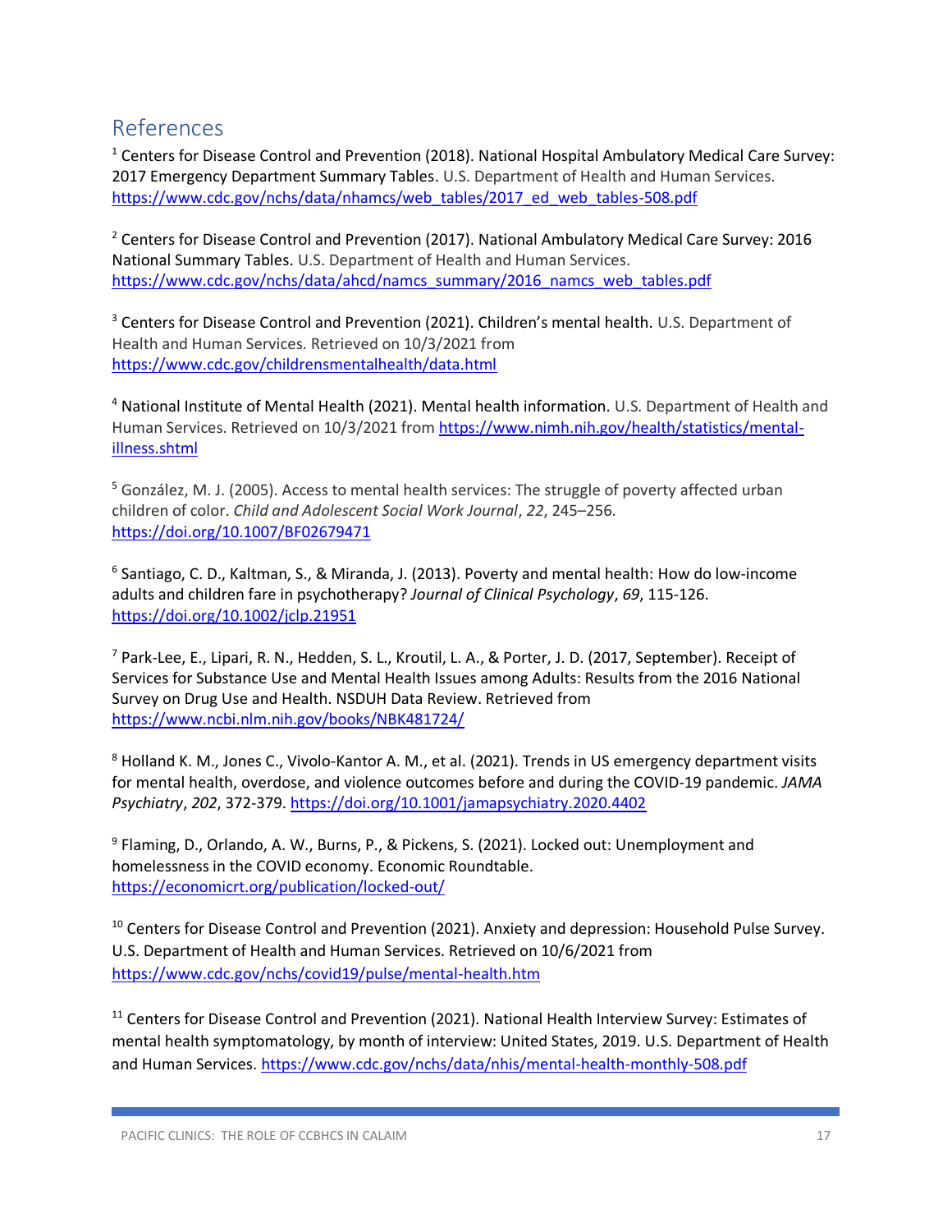## References

[1] Centers for Disease Control and Prevention (2018). National Hospital Ambulatory Medical Care Survey: 2017 Emergency Department Summary Tables. U.S. Department of Health and Human Services. https://www.cdc.gov/nchs/data/nhamcs/web_tables/2017_ed_web_tables-508.pdf

[2] Centers for Disease Control and Prevention (2017). National Ambulatory Medical Care Survey: 2016 National Summary Tables. U.S. Department of Health and Human Services. https://www.cdc.gov/nchs/data/ahcd/namcs_summary/2016_namcs_web_tables.pdf

[3] Centers for Disease Control and Prevention (2021). Children's mental health. U.S. Department of Health and Human Services. Retrieved on 10/3/2021 from https://www.cdc.gov/childrensmentalhealth/data.html

[4] National Institute of Mental Health (2021). Mental health information. U.S. Department of Health and Human Services. Retrieved on 10/3/2021 from https://www.nimh.nih.gov/health/statistics/mental-illness.shtml

[5] González, M. J. (2005). Access to mental health services: The struggle of poverty affected urban children of color. *Child and Adolescent Social Work Journal*, *22*, 245–256. https://doi.org/10.1007/BF02679471

[6] Santiago, C. D., Kaltman, S., & Miranda, J. (2013). Poverty and mental health: How do low-income adults and children fare in psychotherapy? *Journal of Clinical Psychology*, *69*, 115-126. https://doi.org/10.1002/jclp.21951

[7] Park-Lee, E., Lipari, R. N., Hedden, S. L., Kroutil, L. A., & Porter, J. D. (2017, September). Receipt of Services for Substance Use and Mental Health Issues among Adults: Results from the 2016 National Survey on Drug Use and Health. NSDUH Data Review. Retrieved from https://www.ncbi.nlm.nih.gov/books/NBK481724/

[8] Holland K. M., Jones C., Vivolo-Kantor A. M., et al. (2021). Trends in US emergency department visits for mental health, overdose, and violence outcomes before and during the COVID-19 pandemic. *JAMA Psychiatry*, *202*, 372-379. https://doi.org/10.1001/jamapsychiatry.2020.4402

[9] Flaming, D., Orlando, A. W., Burns, P., & Pickens, S. (2021). Locked out: Unemployment and homelessness in the COVID economy. Economic Roundtable. https://economicrt.org/publication/locked-out/

[10] Centers for Disease Control and Prevention (2021). Anxiety and depression: Household Pulse Survey. U.S. Department of Health and Human Services. Retrieved on 10/6/2021 from https://www.cdc.gov/nchs/covid19/pulse/mental-health.htm

[11] Centers for Disease Control and Prevention (2021). National Health Interview Survey: Estimates of mental health symptomatology, by month of interview: United States, 2019. U.S. Department of Health and Human Services. https://www.cdc.gov/nchs/data/nhis/mental-health-monthly-508.pdf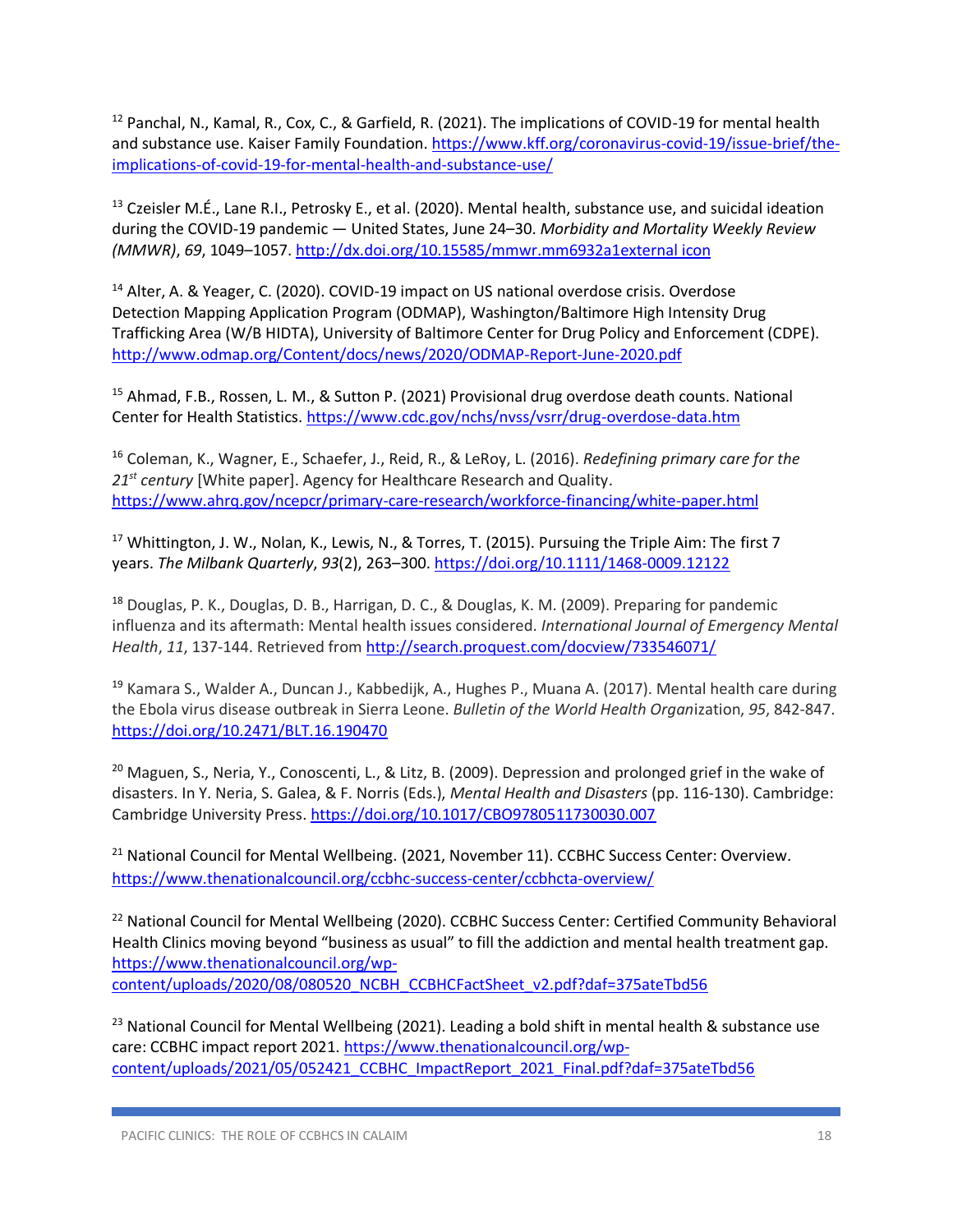[12] Panchal, N., Kamal, R., Cox, C., & Garfield, R. (2021). The implications of COVID-19 for mental health and substance use. Kaiser Family Foundation. https://www.kff.org/coronavirus-covid-19/issue-brief/the-implications-of-covid-19-for-mental-health-and-substance-use/

[13] Czeisler M.É., Lane R.I., Petrosky E., et al. (2020). Mental health, substance use, and suicidal ideation during the COVID-19 pandemic — United States, June 24–30. *Morbidity and Mortality Weekly Review (MMWR)*, *69*, 1049–1057. http://dx.doi.org/10.15585/mmwr.mm6932a1external icon

[14] Alter, A. & Yeager, C. (2020). COVID-19 impact on US national overdose crisis. Overdose Detection Mapping Application Program (ODMAP), Washington/Baltimore High Intensity Drug Trafficking Area (W/B HIDTA), University of Baltimore Center for Drug Policy and Enforcement (CDPE). http://www.odmap.org/Content/docs/news/2020/ODMAP-Report-June-2020.pdf

[15] Ahmad, F.B., Rossen, L. M., & Sutton P. (2021) Provisional drug overdose death counts. National Center for Health Statistics. https://www.cdc.gov/nchs/nvss/vsrr/drug-overdose-data.htm

[16] Coleman, K., Wagner, E., Schaefer, J., Reid, R., & LeRoy, L. (2016). *Redefining primary care for the 21st century* [White paper]. Agency for Healthcare Research and Quality. https://www.ahrq.gov/ncepcr/primary-care-research/workforce-financing/white-paper.html

[17] Whittington, J. W., Nolan, K., Lewis, N., & Torres, T. (2015). Pursuing the Triple Aim: The first 7 years. *The Milbank Quarterly*, *93*(2), 263–300. https://doi.org/10.1111/1468-0009.12122

[18] Douglas, P. K., Douglas, D. B., Harrigan, D. C., & Douglas, K. M. (2009). Preparing for pandemic influenza and its aftermath: Mental health issues considered. *International Journal of Emergency Mental Health*, *11*, 137-144. Retrieved from http://search.proquest.com/docview/733546071/

[19] Kamara S., Walder A., Duncan J., Kabbedijk, A., Hughes P., Muana A. (2017). Mental health care during the Ebola virus disease outbreak in Sierra Leone. *Bulletin of the World Health Organization*, *95*, 842-847. https://doi.org/10.2471/BLT.16.190470

[20] Maguen, S., Neria, Y., Conoscenti, L., & Litz, B. (2009). Depression and prolonged grief in the wake of disasters. In Y. Neria, S. Galea, & F. Norris (Eds.), *Mental Health and Disasters* (pp. 116-130). Cambridge: Cambridge University Press. https://doi.org/10.1017/CBO9780511730030.007

[21] National Council for Mental Wellbeing. (2021, November 11). CCBHC Success Center: Overview. https://www.thenationalcouncil.org/ccbhc-success-center/ccbhcta-overview/

[22] National Council for Mental Wellbeing (2020). CCBHC Success Center: Certified Community Behavioral Health Clinics moving beyond "business as usual" to fill the addiction and mental health treatment gap. https://www.thenationalcouncil.org/wp-content/uploads/2020/08/080520_NCBH_CCBHCFactSheet_v2.pdf?daf=375ateTbd56

[23] National Council for Mental Wellbeing (2021). Leading a bold shift in mental health & substance use care: CCBHC impact report 2021. https://www.thenationalcouncil.org/wp-content/uploads/2021/05/052421_CCBHC_ImpactReport_2021_Final.pdf?daf=375ateTbd56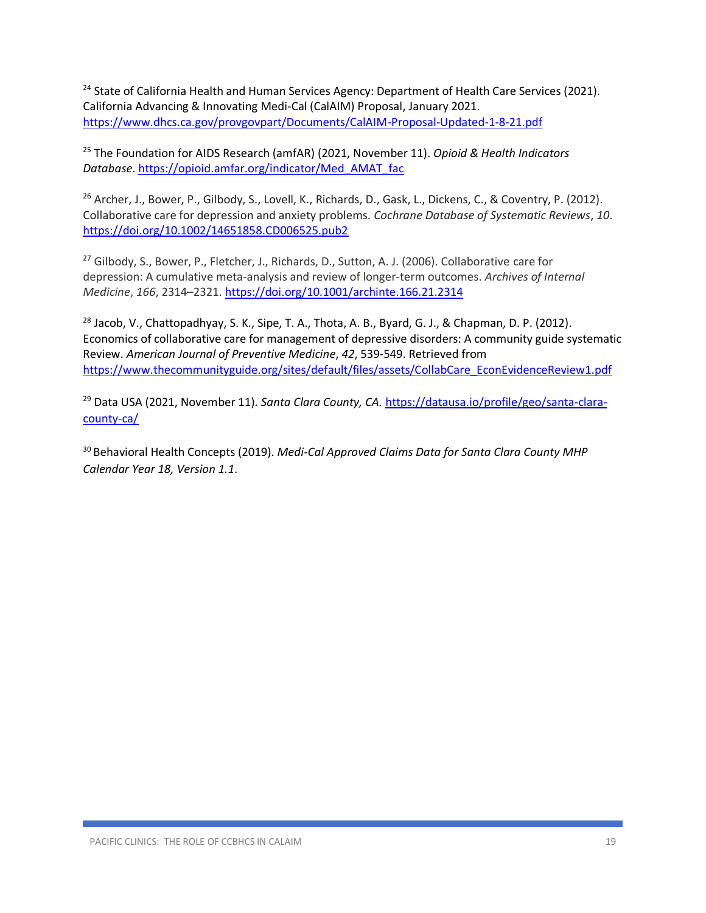[24] State of California Health and Human Services Agency: Department of Health Care Services (2021). California Advancing & Innovating Medi-Cal (CalAIM) Proposal, January 2021. https://www.dhcs.ca.gov/provgovpart/Documents/CalAIM-Proposal-Updated-1-8-21.pdf

[25] The Foundation for AIDS Research (amfAR) (2021, November 11). *Opioid & Health Indicators Database*. https://opioid.amfar.org/indicator/Med_AMAT_fac

[26] Archer, J., Bower, P., Gilbody, S., Lovell, K., Richards, D., Gask, L., Dickens, C., & Coventry, P. (2012). Collaborative care for depression and anxiety problems. *Cochrane Database of Systematic Reviews*, *10*. https://doi.org/10.1002/14651858.CD006525.pub2

[27] Gilbody, S., Bower, P., Fletcher, J., Richards, D., Sutton, A. J. (2006). Collaborative care for depression: A cumulative meta-analysis and review of longer-term outcomes. *Archives of Internal Medicine*, *166*, 2314–2321. https://doi.org/10.1001/archinte.166.21.2314

[28] Jacob, V., Chattopadhyay, S. K., Sipe, T. A., Thota, A. B., Byard, G. J., & Chapman, D. P. (2012). Economics of collaborative care for management of depressive disorders: A community guide systematic Review. *American Journal of Preventive Medicine*, *42*, 539-549. Retrieved from https://www.thecommunityguide.org/sites/default/files/assets/CollabCare_EconEvidenceReview1.pdf

[29] Data USA (2021, November 11). *Santa Clara County, CA.* https://datausa.io/profile/geo/santa-clara-county-ca/

[30] Behavioral Health Concepts (2019). *Medi-Cal Approved Claims Data for Santa Clara County MHP Calendar Year 18, Version 1.1*.